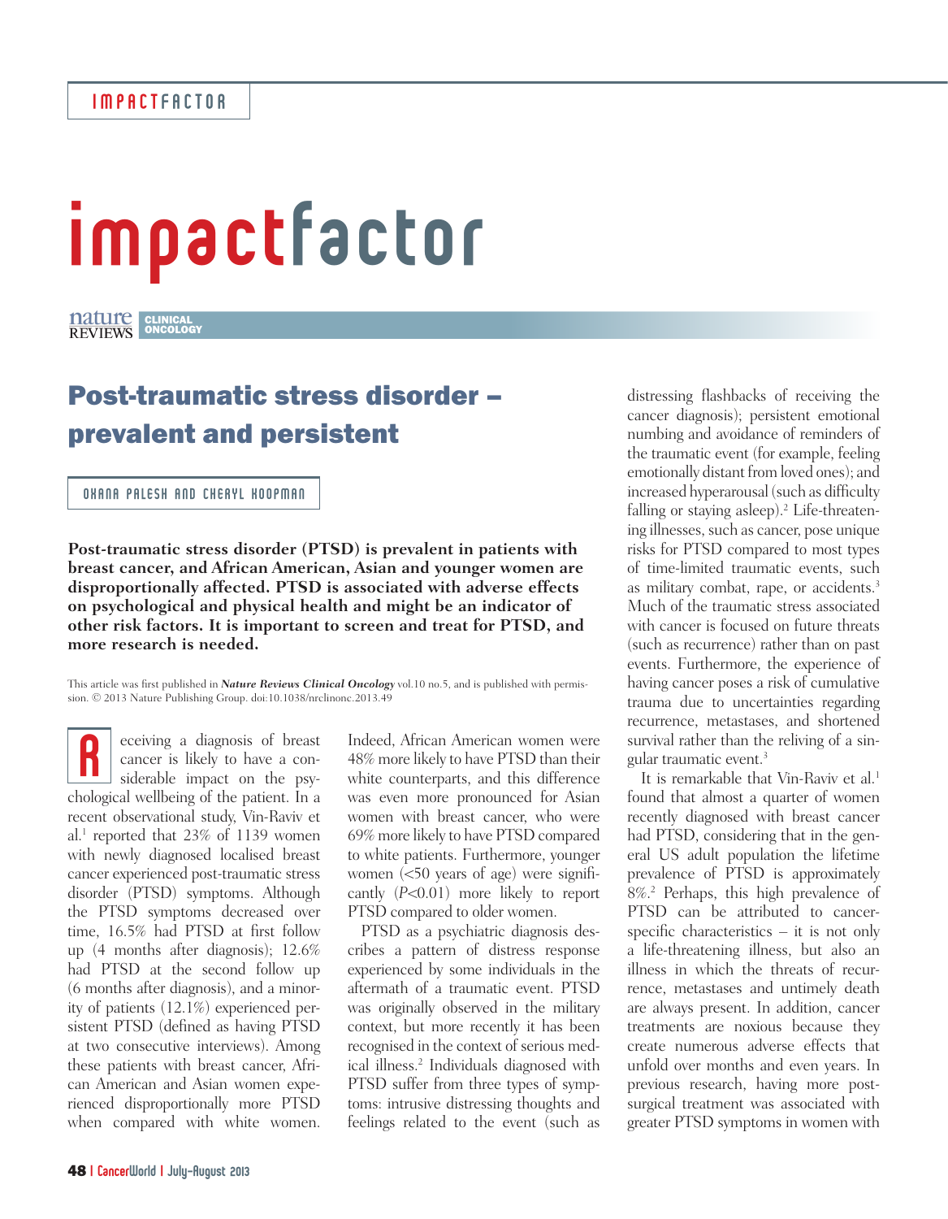# impactfactor

nature REVIEWS CLINICAL ONCOLOGY

## Post-traumatic stress disorder – prevalent and persistent

OXANA PALESH AND CHERYL KOOPMAN

**Post-traumatic stress disorder (PTSD) is prevalent in patients with breast cancer, and African American, Asian and younger women are disproportionally affected. PTSD is associated with adverse effects on psychological and physical health and might be an indicator of other risk factors. It is important to screen and treat for PTSD, and more research is needed.**

This article was first published in ***Nature Reviews Clinical Oncology*** vol.10 no.5, and is published with permission. © 2013 Nature Publishing Group. doi:10.1038/nrclinonc.2013.49

Receiving a diagnosis of breast cancer is likely to have a considerable impact on the psychological wellbeing of the patient. In a recent observational study, Vin-Raviv et al.[1] reported that 23% of 1139 women with newly diagnosed localised breast cancer experienced post-traumatic stress disorder (PTSD) symptoms. Although the PTSD symptoms decreased over time, 16.5% had PTSD at first follow up (4 months after diagnosis); 12.6% had PTSD at the second follow up (6 months after diagnosis), and a minority of patients (12.1%) experienced persistent PTSD (defined as having PTSD at two consecutive interviews). Among these patients with breast cancer, African American and Asian women experienced disproportionally more PTSD when compared with white women. Indeed, African American women were 48% more likely to have PTSD than their white counterparts, and this difference was even more pronounced for Asian women with breast cancer, who were 69% more likely to have PTSD compared to white patients. Furthermore, younger women (<50 years of age) were significantly ($P<0.01$) more likely to report PTSD compared to older women.

PTSD as a psychiatric diagnosis describes a pattern of distress response experienced by some individuals in the aftermath of a traumatic event. PTSD was originally observed in the military context, but more recently it has been recognised in the context of serious medical illness.[2] Individuals diagnosed with PTSD suffer from three types of symptoms: intrusive distressing thoughts and feelings related to the event (such as distressing flashbacks of receiving the cancer diagnosis); persistent emotional numbing and avoidance of reminders of the traumatic event (for example, feeling emotionally distant from loved ones); and increased hyperarousal (such as difficulty falling or staying asleep).[2] Life-threatening illnesses, such as cancer, pose unique risks for PTSD compared to most types of time-limited traumatic events, such as military combat, rape, or accidents.[3] Much of the traumatic stress associated with cancer is focused on future threats (such as recurrence) rather than on past events. Furthermore, the experience of having cancer poses a risk of cumulative trauma due to uncertainties regarding recurrence, metastases, and shortened survival rather than the reliving of a singular traumatic event.[3]

It is remarkable that Vin-Raviv et al.[1] found that almost a quarter of women recently diagnosed with breast cancer had PTSD, considering that in the general US adult population the lifetime prevalence of PTSD is approximately 8%.[2] Perhaps, this high prevalence of PTSD can be attributed to cancer-specific characteristics – it is not only a life-threatening illness, but also an illness in which the threats of recurrence, metastases and untimely death are always present. In addition, cancer treatments are noxious because they create numerous adverse effects that unfold over months and even years. In previous research, having more post-surgical treatment was associated with greater PTSD symptoms in women with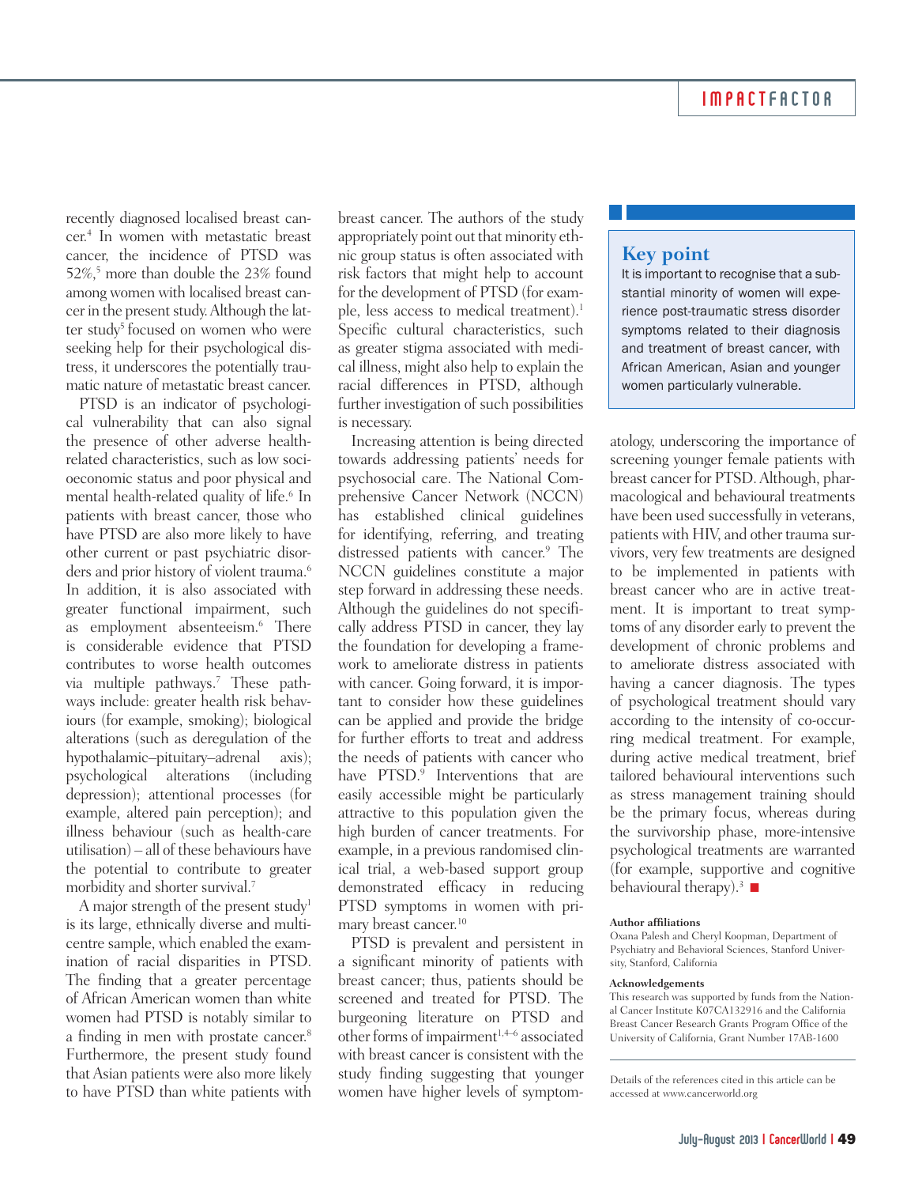recently diagnosed localised breast cancer.[4] In women with metastatic breast cancer, the incidence of PTSD was 52%,[5] more than double the 23% found among women with localised breast cancer in the present study. Although the latter study[5] focused on women who were seeking help for their psychological distress, it underscores the potentially traumatic nature of metastatic breast cancer.

PTSD is an indicator of psychological vulnerability that can also signal the presence of other adverse health-related characteristics, such as low socioeconomic status and poor physical and mental health-related quality of life.[6] In patients with breast cancer, those who have PTSD are also more likely to have other current or past psychiatric disorders and prior history of violent trauma.[6] In addition, it is also associated with greater functional impairment, such as employment absenteeism.[6] There is considerable evidence that PTSD contributes to worse health outcomes via multiple pathways.[7] These pathways include: greater health risk behaviours (for example, smoking); biological alterations (such as deregulation of the hypothalamic–pituitary–adrenal axis); psychological alterations (including depression); attentional processes (for example, altered pain perception); and illness behaviour (such as health-care utilisation) – all of these behaviours have the potential to contribute to greater morbidity and shorter survival.[7]

A major strength of the present study[1] is its large, ethnically diverse and multicentre sample, which enabled the examination of racial disparities in PTSD. The finding that a greater percentage of African American women than white women had PTSD is notably similar to a finding in men with prostate cancer.[8] Furthermore, the present study found that Asian patients were also more likely to have PTSD than white patients with breast cancer. The authors of the study appropriately point out that minority ethnic group status is often associated with risk factors that might help to account for the development of PTSD (for example, less access to medical treatment).[1] Specific cultural characteristics, such as greater stigma associated with medical illness, might also help to explain the racial differences in PTSD, although further investigation of such possibilities is necessary.

Increasing attention is being directed towards addressing patients' needs for psychosocial care. The National Comprehensive Cancer Network (NCCN) has established clinical guidelines for identifying, referring, and treating distressed patients with cancer.[9] The NCCN guidelines constitute a major step forward in addressing these needs. Although the guidelines do not specifically address PTSD in cancer, they lay the foundation for developing a framework to ameliorate distress in patients with cancer. Going forward, it is important to consider how these guidelines can be applied and provide the bridge for further efforts to treat and address the needs of patients with cancer who have PTSD.[9] Interventions that are easily accessible might be particularly attractive to this population given the high burden of cancer treatments. For example, in a previous randomised clinical trial, a web-based support group demonstrated efficacy in reducing PTSD symptoms in women with primary breast cancer.[10]

PTSD is prevalent and persistent in a significant minority of patients with breast cancer; thus, patients should be screened and treated for PTSD. The burgeoning literature on PTSD and other forms of impairment[1,4–6] associated with breast cancer is consistent with the study finding suggesting that younger women have higher levels of symptomatology, underscoring the importance of screening younger female patients with breast cancer for PTSD. Although, pharmacological and behavioural treatments have been used successfully in veterans, patients with HIV, and other trauma survivors, very few treatments are designed to be implemented in patients with breast cancer who are in active treatment. It is important to treat symptoms of any disorder early to prevent the development of chronic problems and to ameliorate distress associated with having a cancer diagnosis. The types of psychological treatment should vary according to the intensity of co-occurring medical treatment. For example, during active medical treatment, brief tailored behavioural interventions such as stress management training should be the primary focus, whereas during the survivorship phase, more-intensive psychological treatments are warranted (for example, supportive and cognitive behavioural therapy).[3] ■

## Key point

It is important to recognise that a substantial minority of women will experience post-traumatic stress disorder symptoms related to their diagnosis and treatment of breast cancer, with African American, Asian and younger women particularly vulnerable.

**Author affiliations**

Oxana Palesh and Cheryl Koopman, Department of Psychiatry and Behavioral Sciences, Stanford University, Stanford, California

**Acknowledgements**

This research was supported by funds from the National Cancer Institute K07CA132916 and the California Breast Cancer Research Grants Program Office of the University of California, Grant Number 17AB-1600

Details of the references cited in this article can be accessed at www.cancerworld.org